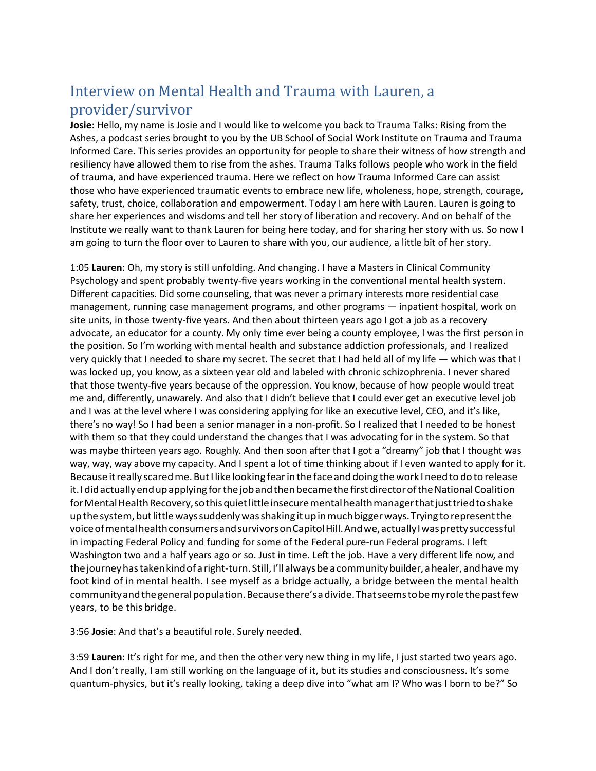# Interview on Mental Health and Trauma with Lauren, a provider/survivor

**Josie**: Hello, my name is Josie and I would like to welcome you back to Trauma Talks: Rising from the Ashes, a podcast series brought to you by the UB School of Social Work Institute on Trauma and Trauma Informed Care. This series provides an opportunity for people to share their witness of how strength and resiliency have allowed them to rise from the ashes. Trauma Talks follows people who work in the field of trauma, and have experienced trauma. Here we reflect on how Trauma Informed Care can assist those who have experienced traumatic events to embrace new life, wholeness, hope, strength, courage, safety, trust, choice, collaboration and empowerment. Today I am here with Lauren. Lauren is going to share her experiences and wisdoms and tell her story of liberation and recovery. And on behalf of the Institute we really want to thank Lauren for being here today, and for sharing her story with us. So now I am going to turn the floor over to Lauren to share with you, our audience, a little bit of her story.

1:05 **Lauren**: Oh, my story is still unfolding. And changing. I have a Masters in Clinical Community Psychology and spent probably twenty-five years working in the conventional mental health system. Different capacities. Did some counseling, that was never a primary interests more residential case management, running case management programs, and other programs — inpatient hospital, work on site units, in those twenty-five years. And then about thirteen years ago I got a job as a recovery advocate, an educator for a county. My only time ever being a county employee, I was the first person in the position. So I'm working with mental health and substance addiction professionals, and I realized very quickly that I needed to share my secret. The secret that I had held all of my life — which was that I was locked up, you know, as a sixteen year old and labeled with chronic schizophrenia. I never shared that those twenty-five years because of the oppression. You know, because of how people would treat me and, differently, unawarely. And also that I didn't believe that I could ever get an executive level job and I was at the level where I was considering applying for like an executive level, CEO, and it's like, there's no way! So I had been a senior manager in a non-profit. So I realized that I needed to be honest with them so that they could understand the changes that I was advocating for in the system. So that was maybe thirteen years ago. Roughly. And then soon after that I got a "dreamy" job that I thought was way, way, way above my capacity. And I spent a lot of time thinking about if I even wanted to apply for it. Because it really scared me. But I like looking fear in the face and doing the work I need to do to release it. I did actually end up applying for the job and then became the first director of the National Coalition for Mental Health Recovery, so this quiet little insecure mental health manager that just tried to shake up the system, but little ways suddenly was shaking it up in much bigger ways. Trying to represent the voice of mental health consumers and survivors on Capitol Hill. And we, actually I was pretty successful in impacting Federal Policy and funding for some of the Federal pure-run Federal programs. I left Washington two and a half years ago or so. Just in time. Left the job. Have a very different life now, and the journey has taken kind of a right-turn. Still, I'll always be a community builder, a healer, and have my foot kind of in mental health. I see myself as a bridge actually, a bridge between the mental health community and the general population. Because there's a divide. That seems to be my role the past few years, to be this bridge.

3:56 **Josie**: And that's a beautiful role. Surely needed.

3:59 **Lauren**: It's right for me, and then the other very new thing in my life, I just started two years ago. And I don't really, I am still working on the language of it, but its studies and consciousness. It's some quantum-physics, but it's really looking, taking a deep dive into "what am I? Who was I born to be?" So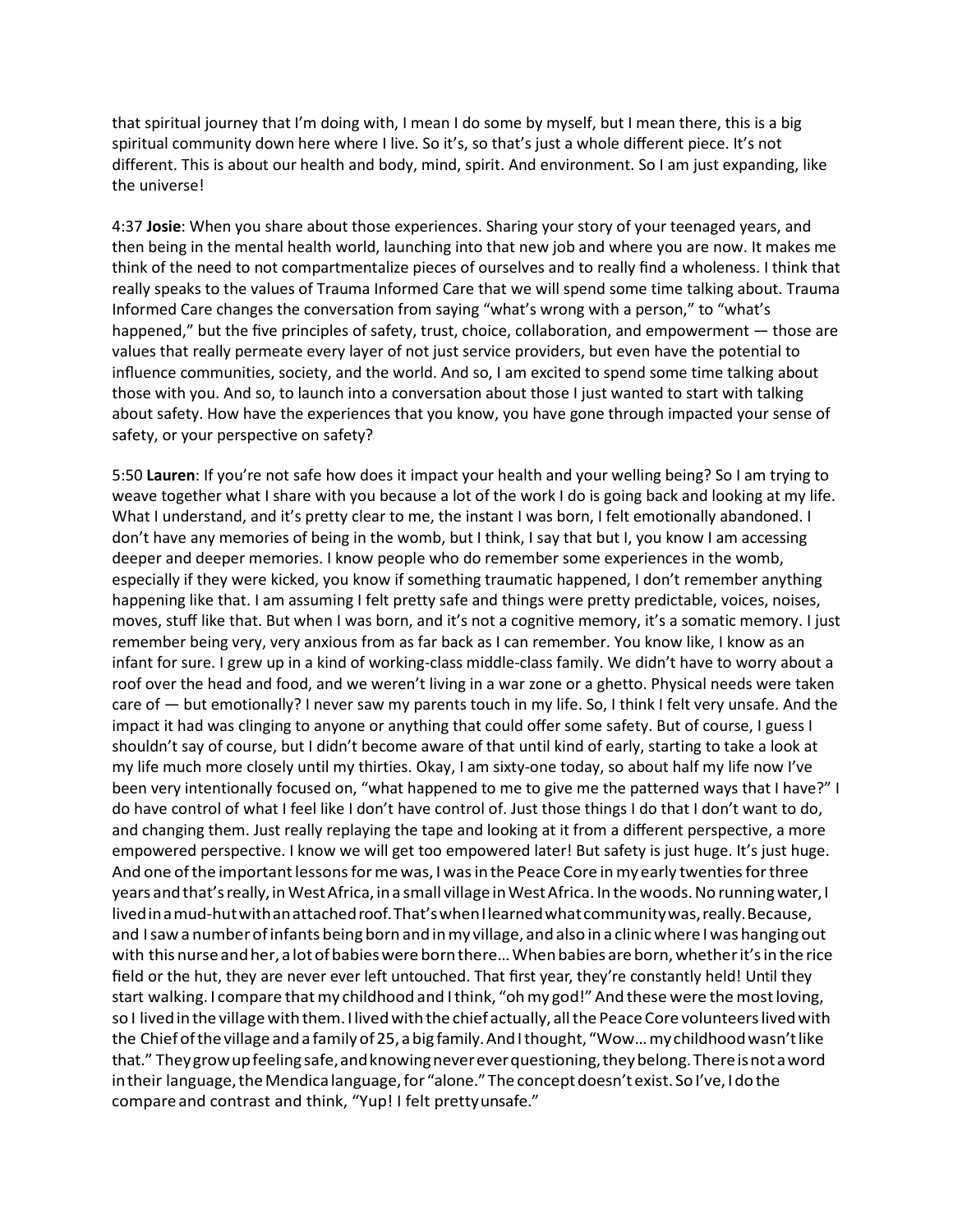that spiritual journey that I'm doing with, I mean I do some by myself, but I mean there, this is a big spiritual community down here where I live. So it's, so that's just a whole different piece. It's not different. This is about our health and body, mind, spirit. And environment. So I am just expanding, like the universe!

4:37 **Josie**: When you share about those experiences. Sharing your story of your teenaged years, and then being in the mental health world, launching into that new job and where you are now. It makes me think of the need to not compartmentalize pieces of ourselves and to really find a wholeness. I think that really speaks to the values of Trauma Informed Care that we will spend some time talking about. Trauma Informed Care changes the conversation from saying "what's wrong with a person," to "what's happened," but the five principles of safety, trust, choice, collaboration, and empowerment — those are values that really permeate every layer of not just service providers, but even have the potential to influence communities, society, and the world. And so, I am excited to spend some time talking about those with you. And so, to launch into a conversation about those I just wanted to start with talking about safety. How have the experiences that you know, you have gone through impacted your sense of safety, or your perspective on safety?

5:50 **Lauren**: If you're not safe how does it impact your health and your welling being? So I am trying to weave together what I share with you because a lot of the work I do is going back and looking at my life. What I understand, and it's pretty clear to me, the instant I was born, I felt emotionally abandoned. I don't have any memories of being in the womb, but I think, I say that but I, you know I am accessing deeper and deeper memories. I know people who do remember some experiences in the womb, especially if they were kicked, you know if something traumatic happened, I don't remember anything happening like that. I am assuming I felt pretty safe and things were pretty predictable, voices, noises, moves, stuff like that. But when I was born, and it's not a cognitive memory, it's a somatic memory. I just remember being very, very anxious from as far back as I can remember. You know like, I know as an infant for sure. I grew up in a kind of working-class middle-class family. We didn't have to worry about a roof over the head and food, and we weren't living in a war zone or a ghetto. Physical needs were taken care of — but emotionally? I never saw my parents touch in my life. So, I think I felt very unsafe. And the impact it had was clinging to anyone or anything that could offer some safety. But of course, I guess I shouldn't say of course, but I didn't become aware of that until kind of early, starting to take a look at my life much more closely until my thirties. Okay, I am sixty-one today, so about half my life now I've been very intentionally focused on, "what happened to me to give me the patterned ways that I have?" I do have control of what I feel like I don't have control of. Just those things I do that I don't want to do, and changing them. Just really replaying the tape and looking at it from a different perspective, a more empowered perspective. I know we will get too empowered later! But safety is just huge. It's just huge. And one of the important lessons for me was, I was in the Peace Core in my early twenties for three years and that's really, in West Africa, in a small village in West Africa. In the woods. No running water, I lived in a mud-hut with an attached roof. That's when I learned what community was, really. Because, and I saw a number of infants being born and in my village, and also in a clinic where I was hanging out with this nurse and her, a lot of babies were born there… When babies are born, whether it's in the rice field or the hut, they are never ever left untouched. That first year, they're constantly held! Until they start walking. I compare that my childhood and I think, "oh my god!" And these were the most loving, so I lived in the village with them. I lived with the chief actually, all the Peace Core volunteers lived with the Chief of the village and a family of 25, a big family. And I thought, "Wow… my childhood wasn't like that." They grow up feeling safe, and knowing never ever questioning, they belong. There is not a word in their language, the Mendica language, for "alone." The concept doesn't exist. So I've, I do the compare and contrast and think, "Yup! I felt pretty unsafe."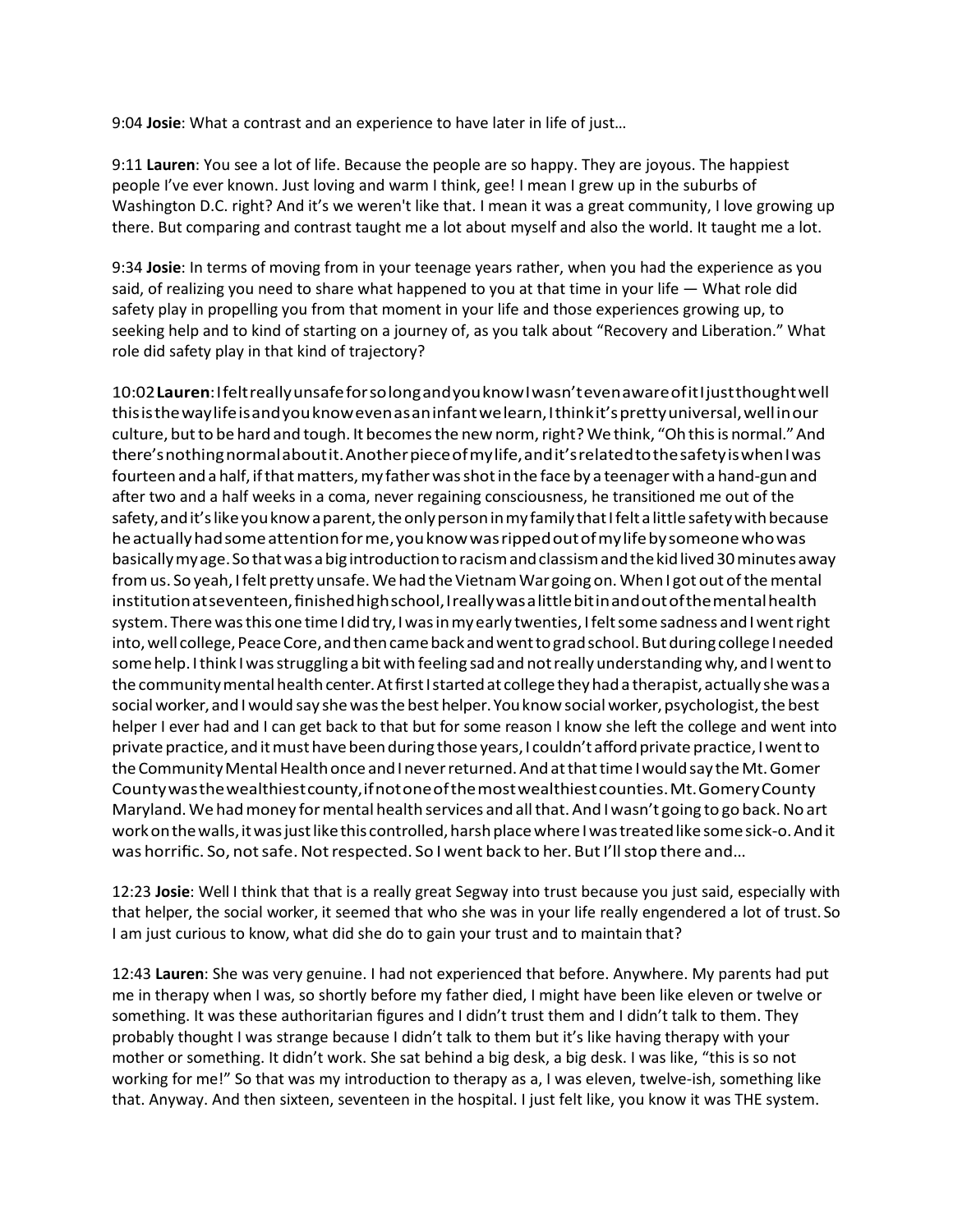9:04 **Josie**: What a contrast and an experience to have later in life of just…

9:11 **Lauren**: You see a lot of life. Because the people are so happy. They are joyous. The happiest people I've ever known. Just loving and warm I think, gee! I mean I grew up in the suburbs of Washington D.C. right? And it's we weren't like that. I mean it was a great community, I love growing up there. But comparing and contrast taught me a lot about myself and also the world. It taught me a lot.

9:34 **Josie**: In terms of moving from in your teenage years rather, when you had the experience as you said, of realizing you need to share what happened to you at that time in your life — What role did safety play in propelling you from that moment in your life and those experiences growing up, to seeking help and to kind of starting on a journey of, as you talk about "Recovery and Liberation." What role did safety play in that kind of trajectory?

10:02 **Lauren**: I felt really unsafe for so long and you know I wasn't even aware of it I just thought well this is the way life is and you know even as an infant we learn, I think it's pretty universal, well in our culture, but to be hard and tough. It becomes the new norm, right? We think, "Oh this is normal." And there's nothing normal about it. Another piece of my life, and it's related to the safety is when I was fourteen and a half, if that matters, my father was shot in the face by a teenager with a hand-gun and after two and a half weeks in a coma, never regaining consciousness, he transitioned me out of the safety, and it's like you know a parent, the only person in my family that I felt a little safety with because he actually had some attention for me, you know was ripped out of my life by someone who was basically my age. So that was a big introduction to racism and classism and the kid lived 30 minutes away from us. So yeah, I felt pretty unsafe. We had the Vietnam War going on. When I got out of the mental institution at seventeen, finished high school, I really was a little bit in and out of the mental health system. There was this one time I did try, I was in my early twenties, I felt some sadness and I went right into, well college, Peace Core, and then came back and went to grad school. But during college I needed some help. I think I was struggling a bit with feeling sad and not really understanding why, and I went to the community mental health center. At first I started at college they had a therapist, actually she was a social worker, and I would say she was the best helper. You know social worker, psychologist, the best helper I ever had and I can get back to that but for some reason I know she left the college and went into private practice, and it must have been during those years, I couldn't afford private practice, I went to the Community Mental Health once and I never returned. And at that time I would say the Mt. Gomer County was the wealthiest county, if not one of the most wealthiest counties. Mt. Gomery County Maryland. We had money for mental health services and all that. And I wasn't going to go back. No art work on the walls, it was just like this controlled, harsh place where I was treated like some sick-o. And it was horrific. So, not safe. Not respected. So I went back to her. But I'll stop there and…

12:23 **Josie**: Well I think that that is a really great Segway into trust because you just said, especially with that helper, the social worker, it seemed that who she was in your life really engendered a lot of trust. So I am just curious to know, what did she do to gain your trust and to maintain that?

12:43 **Lauren**: She was very genuine. I had not experienced that before. Anywhere. My parents had put me in therapy when I was, so shortly before my father died, I might have been like eleven or twelve or something. It was these authoritarian figures and I didn't trust them and I didn't talk to them. They probably thought I was strange because I didn't talk to them but it's like having therapy with your mother or something. It didn't work. She sat behind a big desk, a big desk. I was like, "this is so not working for me!" So that was my introduction to therapy as a, I was eleven, twelve-ish, something like that. Anyway. And then sixteen, seventeen in the hospital. I just felt like, you know it was THE system.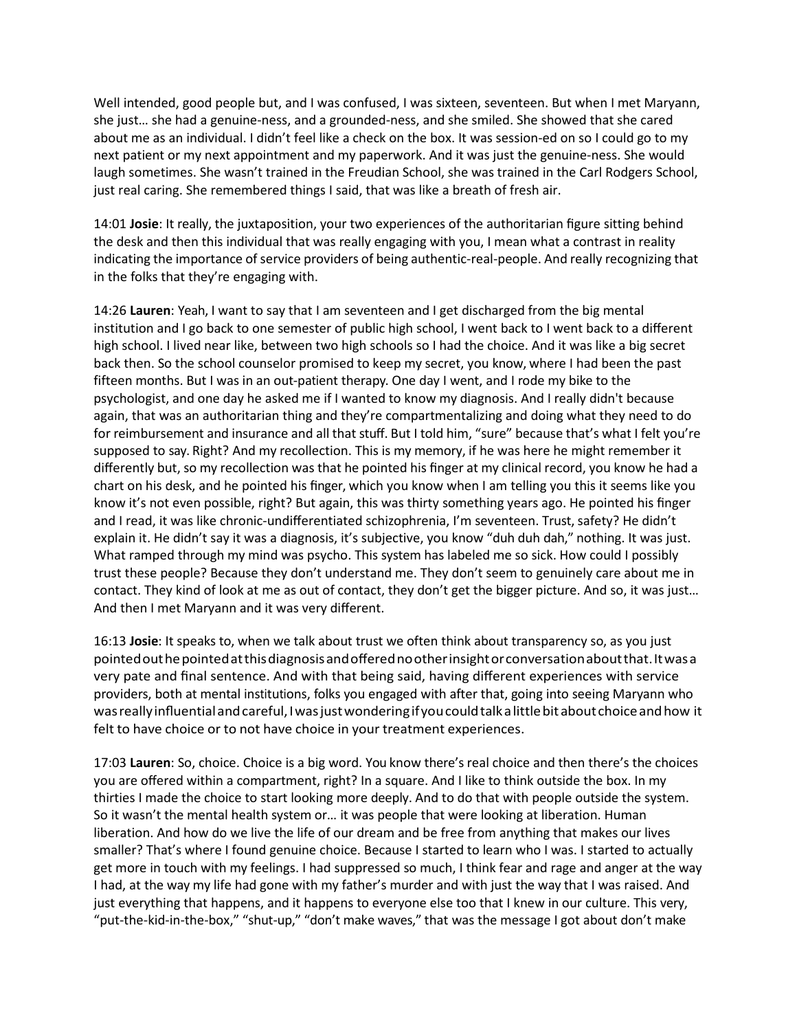Well intended, good people but, and I was confused, I was sixteen, seventeen. But when I met Maryann, she just… she had a genuine-ness, and a grounded-ness, and she smiled. She showed that she cared about me as an individual. I didn't feel like a check on the box. It was session-ed on so I could go to my next patient or my next appointment and my paperwork. And it was just the genuine-ness. She would laugh sometimes. She wasn't trained in the Freudian School, she was trained in the Carl Rodgers School, just real caring. She remembered things I said, that was like a breath of fresh air.

14:01 **Josie**: It really, the juxtaposition, your two experiences of the authoritarian figure sitting behind the desk and then this individual that was really engaging with you, I mean what a contrast in reality indicating the importance of service providers of being authentic-real-people. And really recognizing that in the folks that they're engaging with.

14:26 **Lauren**: Yeah, I want to say that I am seventeen and I get discharged from the big mental institution and I go back to one semester of public high school, I went back to I went back to a different high school. I lived near like, between two high schools so I had the choice. And it was like a big secret back then. So the school counselor promised to keep my secret, you know, where I had been the past fifteen months. But I was in an out-patient therapy. One day I went, and I rode my bike to the psychologist, and one day he asked me if I wanted to know my diagnosis. And I really didn't because again, that was an authoritarian thing and they're compartmentalizing and doing what they need to do for reimbursement and insurance and all that stuff. But I told him, "sure" because that's what I felt you're supposed to say. Right? And my recollection. This is my memory, if he was here he might remember it differently but, so my recollection was that he pointed his finger at my clinical record, you know he had a chart on his desk, and he pointed his finger, which you know when I am telling you this it seems like you know it's not even possible, right? But again, this was thirty something years ago. He pointed his finger and I read, it was like chronic-undifferentiated schizophrenia, I'm seventeen. Trust, safety? He didn't explain it. He didn't say it was a diagnosis, it's subjective, you know "duh duh dah," nothing. It was just. What ramped through my mind was psycho. This system has labeled me so sick. How could I possibly trust these people? Because they don't understand me. They don't seem to genuinely care about me in contact. They kind of look at me as out of contact, they don't get the bigger picture. And so, it was just… And then I met Maryann and it was very different.

16:13 **Josie**: It speaks to, when we talk about trust we often think about transparency so, as you just pointed out he pointed at this diagnosis and offered no other insight or conversation about that. It was a very pate and final sentence. And with that being said, having different experiences with service providers, both at mental institutions, folks you engaged with after that, going into seeing Maryann who was really influential and careful, I was just wondering if you could talk a little bit about choice and how it felt to have choice or to not have choice in your treatment experiences.

17:03 **Lauren**: So, choice. Choice is a big word. You know there's real choice and then there's the choices you are offered within a compartment, right? In a square. And I like to think outside the box. In my thirties I made the choice to start looking more deeply. And to do that with people outside the system. So it wasn't the mental health system or… it was people that were looking at liberation. Human liberation. And how do we live the life of our dream and be free from anything that makes our lives smaller? That's where I found genuine choice. Because I started to learn who I was. I started to actually get more in touch with my feelings. I had suppressed so much, I think fear and rage and anger at the way I had, at the way my life had gone with my father's murder and with just the way that I was raised. And just everything that happens, and it happens to everyone else too that I knew in our culture. This very, "put-the-kid-in-the-box," "shut-up," "don't make waves," that was the message I got about don't make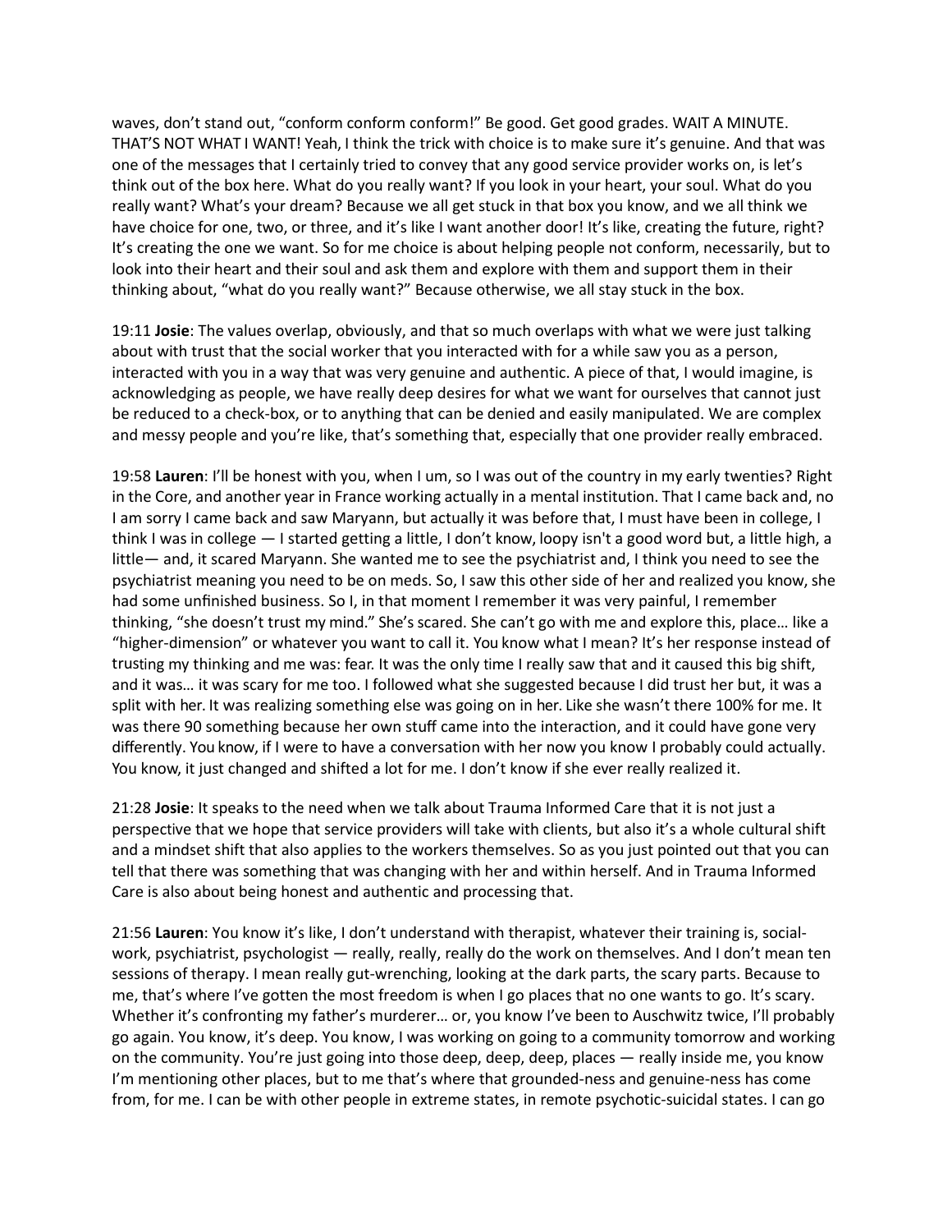waves, don't stand out, "conform conform conform!" Be good. Get good grades. WAIT A MINUTE. THAT'S NOT WHAT I WANT! Yeah, I think the trick with choice is to make sure it's genuine. And that was one of the messages that I certainly tried to convey that any good service provider works on, is let's think out of the box here. What do you really want? If you look in your heart, your soul. What do you really want? What's your dream? Because we all get stuck in that box you know, and we all think we have choice for one, two, or three, and it's like I want another door! It's like, creating the future, right? It's creating the one we want. So for me choice is about helping people not conform, necessarily, but to look into their heart and their soul and ask them and explore with them and support them in their thinking about, "what do you really want?" Because otherwise, we all stay stuck in the box.

19:11 **Josie**: The values overlap, obviously, and that so much overlaps with what we were just talking about with trust that the social worker that you interacted with for a while saw you as a person, interacted with you in a way that was very genuine and authentic. A piece of that, I would imagine, is acknowledging as people, we have really deep desires for what we want for ourselves that cannot just be reduced to a check-box, or to anything that can be denied and easily manipulated. We are complex and messy people and you're like, that's something that, especially that one provider really embraced.

19:58 **Lauren**: I'll be honest with you, when I um, so I was out of the country in my early twenties? Right in the Core, and another year in France working actually in a mental institution. That I came back and, no I am sorry I came back and saw Maryann, but actually it was before that, I must have been in college, I think I was in college — I started getting a little, I don't know, loopy isn't a good word but, a little high, a little— and, it scared Maryann. She wanted me to see the psychiatrist and, I think you need to see the psychiatrist meaning you need to be on meds. So, I saw this other side of her and realized you know, she had some unfinished business. So I, in that moment I remember it was very painful, I remember thinking, "she doesn't trust my mind." She's scared. She can't go with me and explore this, place… like a "higher-dimension" or whatever you want to call it. You know what I mean? It's her response instead of trusting my thinking and me was: fear. It was the only time I really saw that and it caused this big shift, and it was… it was scary for me too. I followed what she suggested because I did trust her but, it was a split with her. It was realizing something else was going on in her. Like she wasn't there 100% for me. It was there 90 something because her own stuff came into the interaction, and it could have gone very differently. You know, if I were to have a conversation with her now you know I probably could actually. You know, it just changed and shifted a lot for me. I don't know if she ever really realized it.

21:28 **Josie**: It speaks to the need when we talk about Trauma Informed Care that it is not just a perspective that we hope that service providers will take with clients, but also it's a whole cultural shift and a mindset shift that also applies to the workers themselves. So as you just pointed out that you can tell that there was something that was changing with her and within herself. And in Trauma Informed Care is also about being honest and authentic and processing that.

21:56 **Lauren**: You know it's like, I don't understand with therapist, whatever their training is, social-work, psychiatrist, psychologist — really, really, really do the work on themselves. And I don't mean ten sessions of therapy. I mean really gut-wrenching, looking at the dark parts, the scary parts. Because to me, that's where I've gotten the most freedom is when I go places that no one wants to go. It's scary. Whether it's confronting my father's murderer… or, you know I've been to Auschwitz twice, I'll probably go again. You know, it's deep. You know, I was working on going to a community tomorrow and working on the community. You're just going into those deep, deep, deep, places — really inside me, you know I'm mentioning other places, but to me that's where that grounded-ness and genuine-ness has come from, for me. I can be with other people in extreme states, in remote psychotic-suicidal states. I can go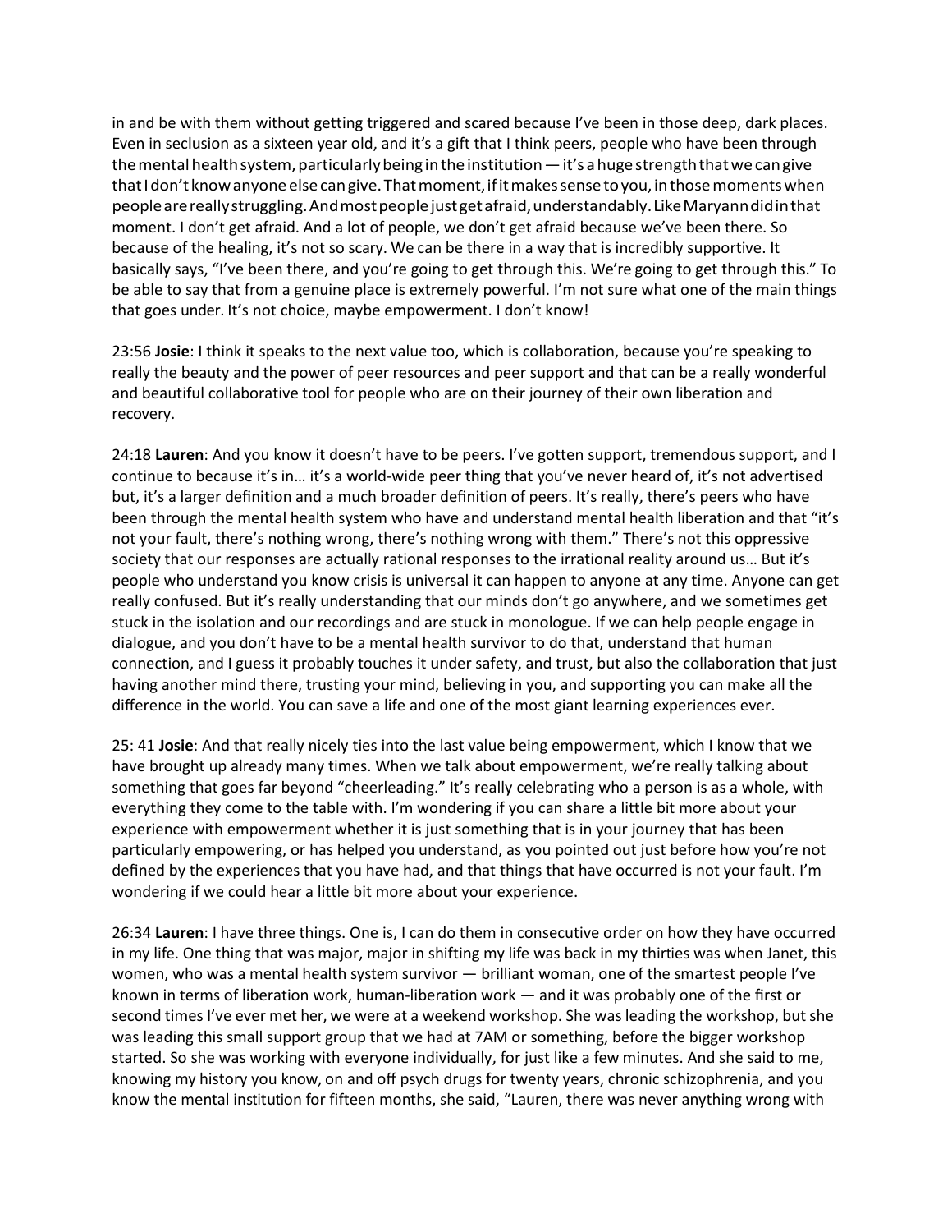in and be with them without getting triggered and scared because I've been in those deep, dark places. Even in seclusion as a sixteen year old, and it's a gift that I think peers, people who have been through the mental health system, particularly being in the institution — it's a huge strength that we can give that I don't know anyone else can give. That moment, if it makes sense to you, in those moments when people are really struggling. And most people just get afraid, understandably. Like Maryann did in that moment. I don't get afraid. And a lot of people, we don't get afraid because we've been there. So because of the healing, it's not so scary. We can be there in a way that is incredibly supportive. It basically says, "I've been there, and you're going to get through this. We're going to get through this." To be able to say that from a genuine place is extremely powerful. I'm not sure what one of the main things that goes under. It's not choice, maybe empowerment. I don't know!

23:56 **Josie**: I think it speaks to the next value too, which is collaboration, because you're speaking to really the beauty and the power of peer resources and peer support and that can be a really wonderful and beautiful collaborative tool for people who are on their journey of their own liberation and recovery.

24:18 **Lauren**: And you know it doesn't have to be peers. I've gotten support, tremendous support, and I continue to because it's in… it's a world-wide peer thing that you've never heard of, it's not advertised but, it's a larger definition and a much broader definition of peers. It's really, there's peers who have been through the mental health system who have and understand mental health liberation and that "it's not your fault, there's nothing wrong, there's nothing wrong with them." There's not this oppressive society that our responses are actually rational responses to the irrational reality around us… But it's people who understand you know crisis is universal it can happen to anyone at any time. Anyone can get really confused. But it's really understanding that our minds don't go anywhere, and we sometimes get stuck in the isolation and our recordings and are stuck in monologue. If we can help people engage in dialogue, and you don't have to be a mental health survivor to do that, understand that human connection, and I guess it probably touches it under safety, and trust, but also the collaboration that just having another mind there, trusting your mind, believing in you, and supporting you can make all the difference in the world. You can save a life and one of the most giant learning experiences ever.

25: 41 **Josie**: And that really nicely ties into the last value being empowerment, which I know that we have brought up already many times. When we talk about empowerment, we're really talking about something that goes far beyond "cheerleading." It's really celebrating who a person is as a whole, with everything they come to the table with. I'm wondering if you can share a little bit more about your experience with empowerment whether it is just something that is in your journey that has been particularly empowering, or has helped you understand, as you pointed out just before how you're not defined by the experiences that you have had, and that things that have occurred is not your fault. I'm wondering if we could hear a little bit more about your experience.

26:34 **Lauren**: I have three things. One is, I can do them in consecutive order on how they have occurred in my life. One thing that was major, major in shifting my life was back in my thirties was when Janet, this women, who was a mental health system survivor — brilliant woman, one of the smartest people I've known in terms of liberation work, human-liberation work — and it was probably one of the first or second times I've ever met her, we were at a weekend workshop. She was leading the workshop, but she was leading this small support group that we had at 7AM or something, before the bigger workshop started. So she was working with everyone individually, for just like a few minutes. And she said to me, knowing my history you know, on and off psych drugs for twenty years, chronic schizophrenia, and you know the mental institution for fifteen months, she said, "Lauren, there was never anything wrong with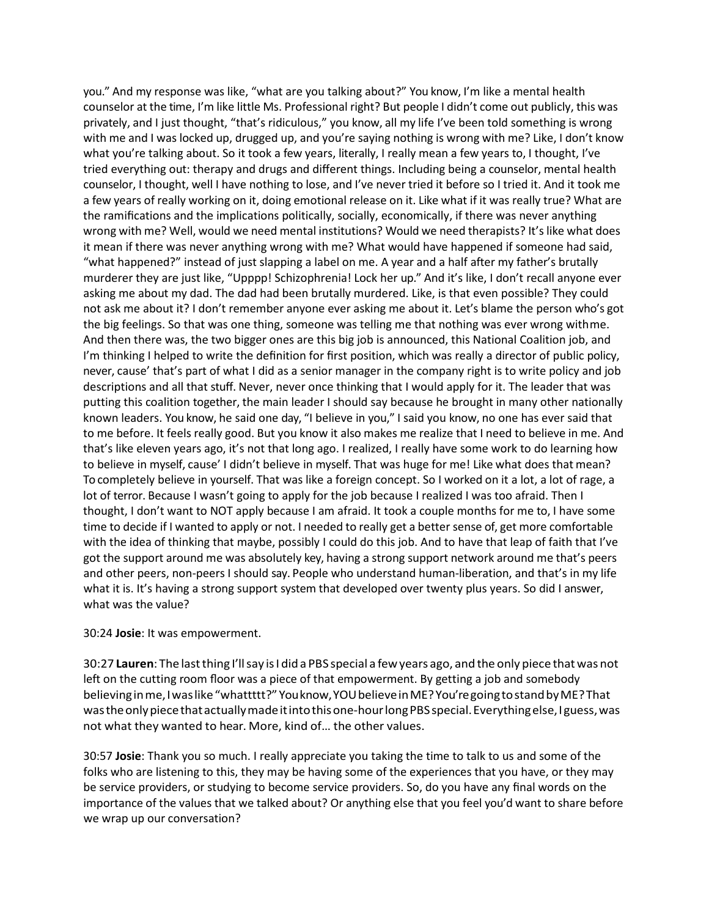you." And my response was like, "what are you talking about?" You know, I'm like a mental health counselor at the time, I'm like little Ms. Professional right? But people I didn't come out publicly, this was privately, and I just thought, "that's ridiculous," you know, all my life I've been told something is wrong with me and I was locked up, drugged up, and you're saying nothing is wrong with me? Like, I don't know what you're talking about. So it took a few years, literally, I really mean a few years to, I thought, I've tried everything out: therapy and drugs and different things. Including being a counselor, mental health counselor, I thought, well I have nothing to lose, and I've never tried it before so I tried it. And it took me a few years of really working on it, doing emotional release on it. Like what if it was really true? What are the ramifications and the implications politically, socially, economically, if there was never anything wrong with me? Well, would we need mental institutions? Would we need therapists? It's like what does it mean if there was never anything wrong with me? What would have happened if someone had said, "what happened?" instead of just slapping a label on me. A year and a half after my father's brutally murderer they are just like, "Upppp! Schizophrenia! Lock her up." And it's like, I don't recall anyone ever asking me about my dad. The dad had been brutally murdered. Like, is that even possible? They could not ask me about it? I don't remember anyone ever asking me about it. Let's blame the person who's got the big feelings. So that was one thing, someone was telling me that nothing was ever wrong withme. And then there was, the two bigger ones are this big job is announced, this National Coalition job, and I'm thinking I helped to write the definition for first position, which was really a director of public policy, never, cause' that's part of what I did as a senior manager in the company right is to write policy and job descriptions and all that stuff. Never, never once thinking that I would apply for it. The leader that was putting this coalition together, the main leader I should say because he brought in many other nationally known leaders. You know, he said one day, "I believe in you," I said you know, no one has ever said that to me before. It feels really good. But you know it also makes me realize that I need to believe in me. And that's like eleven years ago, it's not that long ago. I realized, I really have some work to do learning how to believe in myself, cause' I didn't believe in myself. That was huge for me! Like what does that mean? To completely believe in yourself. That was like a foreign concept. So I worked on it a lot, a lot of rage, a lot of terror. Because I wasn't going to apply for the job because I realized I was too afraid. Then I thought, I don't want to NOT apply because I am afraid. It took a couple months for me to, I have some time to decide if I wanted to apply or not. I needed to really get a better sense of, get more comfortable with the idea of thinking that maybe, possibly I could do this job. And to have that leap of faith that I've got the support around me was absolutely key, having a strong support network around me that's peers and other peers, non-peers I should say. People who understand human-liberation, and that's in my life what it is. It's having a strong support system that developed over twenty plus years. So did I answer, what was the value?

30:24 **Josie**: It was empowerment.

30:27 **Lauren**: The last thing I'll say is I did a PBS special a few years ago, and the only piece that was not left on the cutting room floor was a piece of that empowerment. By getting a job and somebody believing in me, I was like "whattttt?" You know, YOU believe in ME? You're going to stand by ME? That was the only piece that actually made it into this one-hour long PBS special. Everything else, I guess, was not what they wanted to hear. More, kind of… the other values.

30:57 **Josie**: Thank you so much. I really appreciate you taking the time to talk to us and some of the folks who are listening to this, they may be having some of the experiences that you have, or they may be service providers, or studying to become service providers. So, do you have any final words on the importance of the values that we talked about? Or anything else that you feel you'd want to share before we wrap up our conversation?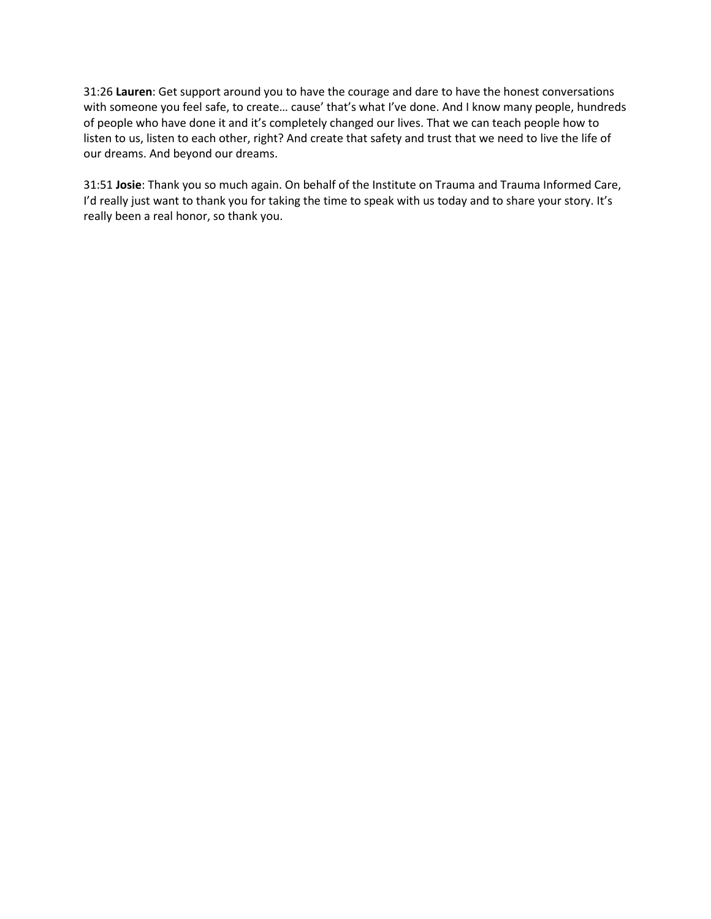31:26 **Lauren**: Get support around you to have the courage and dare to have the honest conversations with someone you feel safe, to create… cause' that's what I've done. And I know many people, hundreds of people who have done it and it's completely changed our lives. That we can teach people how to listen to us, listen to each other, right? And create that safety and trust that we need to live the life of our dreams. And beyond our dreams.

31:51 **Josie**: Thank you so much again. On behalf of the Institute on Trauma and Trauma Informed Care, I'd really just want to thank you for taking the time to speak with us today and to share your story. It's really been a real honor, so thank you.